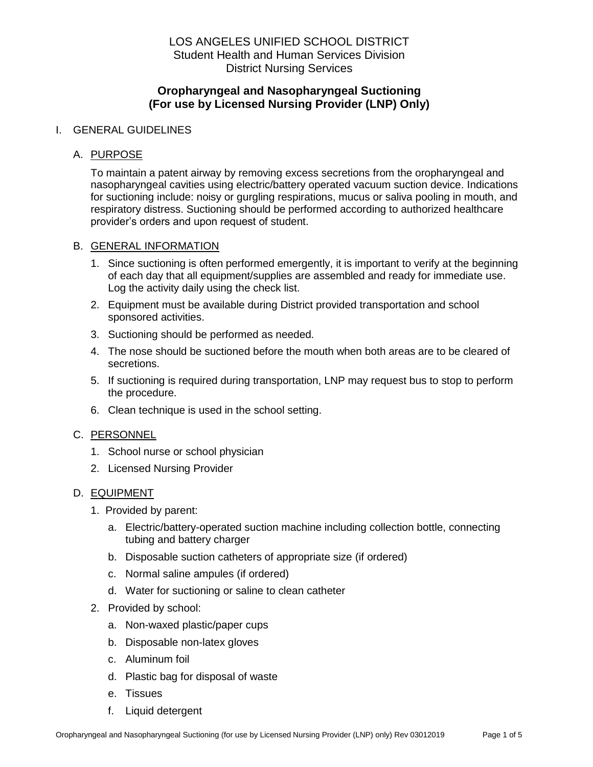LOS ANGELES UNIFIED SCHOOL DISTRICT
Student Health and Human Services Division
District Nursing Services

# Oropharyngeal and Nasopharyngeal Suctioning (For use by Licensed Nursing Provider (LNP) Only)

## I. GENERAL GUIDELINES

### A. PURPOSE

To maintain a patent airway by removing excess secretions from the oropharyngeal and nasopharyngeal cavities using electric/battery operated vacuum suction device. Indications for suctioning include: noisy or gurgling respirations, mucus or saliva pooling in mouth, and respiratory distress. Suctioning should be performed according to authorized healthcare provider's orders and upon request of student.

### B. GENERAL INFORMATION

1. Since suctioning is often performed emergently, it is important to verify at the beginning of each day that all equipment/supplies are assembled and ready for immediate use. Log the activity daily using the check list.
2. Equipment must be available during District provided transportation and school sponsored activities.
3. Suctioning should be performed as needed.
4. The nose should be suctioned before the mouth when both areas are to be cleared of secretions.
5. If suctioning is required during transportation, LNP may request bus to stop to perform the procedure.
6. Clean technique is used in the school setting.

### C. PERSONNEL

1. School nurse or school physician
2. Licensed Nursing Provider

### D. EQUIPMENT

1. Provided by parent:
   a. Electric/battery-operated suction machine including collection bottle, connecting tubing and battery charger
   b. Disposable suction catheters of appropriate size (if ordered)
   c. Normal saline ampules (if ordered)
   d. Water for suctioning or saline to clean catheter
2. Provided by school:
   a. Non-waxed plastic/paper cups
   b. Disposable non-latex gloves
   c. Aluminum foil
   d. Plastic bag for disposal of waste
   e. Tissues
   f. Liquid detergent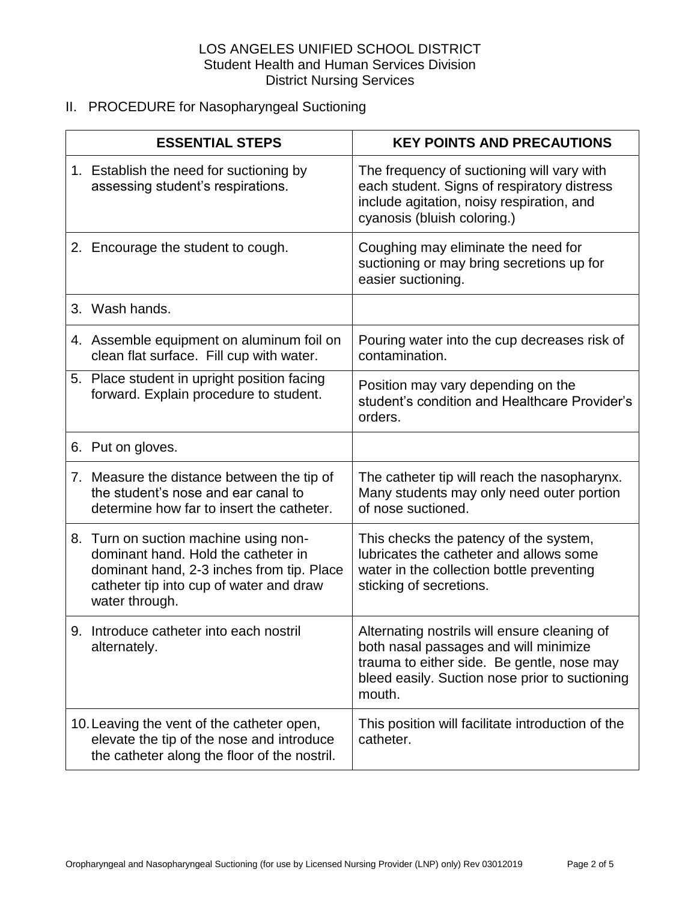LOS ANGELES UNIFIED SCHOOL DISTRICT
Student Health and Human Services Division
District Nursing Services

## II. PROCEDURE for Nasopharyngeal Suctioning

| ESSENTIAL STEPS | KEY POINTS AND PRECAUTIONS |
|---|---|
| 1. Establish the need for suctioning by assessing student's respirations. | The frequency of suctioning will vary with each student. Signs of respiratory distress include agitation, noisy respiration, and cyanosis (bluish coloring.) |
| 2. Encourage the student to cough. | Coughing may eliminate the need for suctioning or may bring secretions up for easier suctioning. |
| 3. Wash hands. | |
| 4. Assemble equipment on aluminum foil on clean flat surface. Fill cup with water. | Pouring water into the cup decreases risk of contamination. |
| 5. Place student in upright position facing forward. Explain procedure to student. | Position may vary depending on the student's condition and Healthcare Provider's orders. |
| 6. Put on gloves. | |
| 7. Measure the distance between the tip of the student's nose and ear canal to determine how far to insert the catheter. | The catheter tip will reach the nasopharynx. Many students may only need outer portion of nose suctioned. |
| 8. Turn on suction machine using non-dominant hand. Hold the catheter in dominant hand, 2-3 inches from tip. Place catheter tip into cup of water and draw water through. | This checks the patency of the system, lubricates the catheter and allows some water in the collection bottle preventing sticking of secretions. |
| 9. Introduce catheter into each nostril alternately. | Alternating nostrils will ensure cleaning of both nasal passages and will minimize trauma to either side. Be gentle, nose may bleed easily. Suction nose prior to suctioning mouth. |
| 10. Leaving the vent of the catheter open, elevate the tip of the nose and introduce the catheter along the floor of the nostril. | This position will facilitate introduction of the catheter. |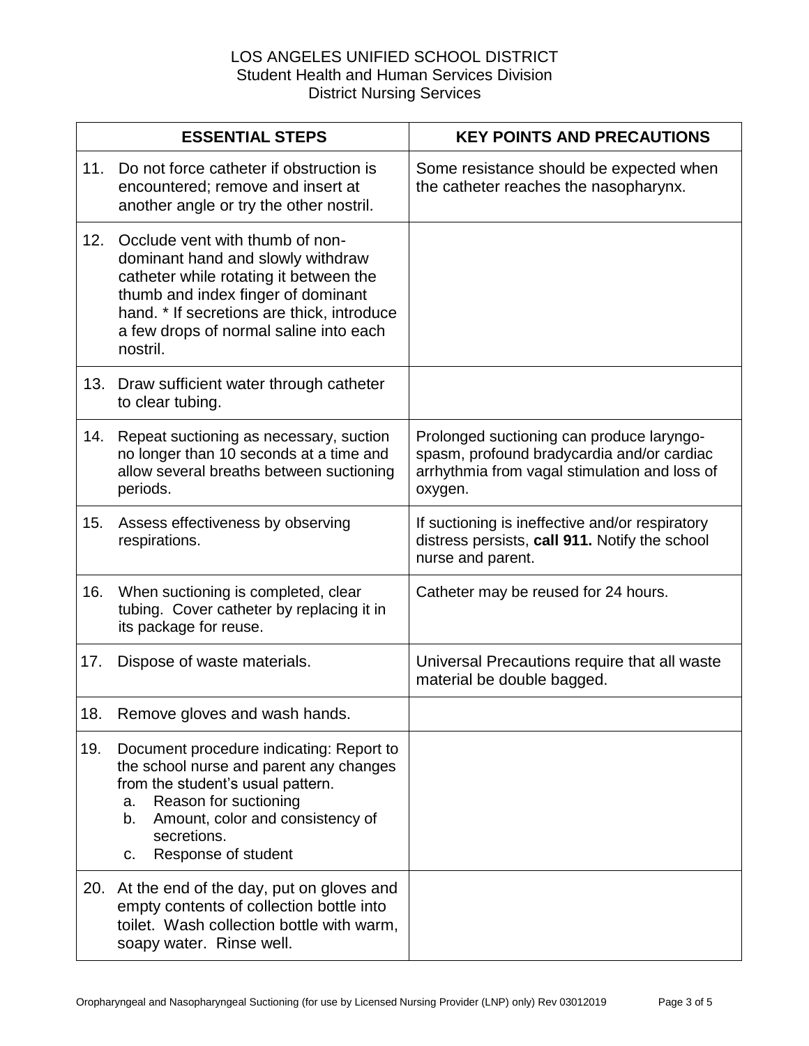LOS ANGELES UNIFIED SCHOOL DISTRICT
Student Health and Human Services Division
District Nursing Services

| ESSENTIAL STEPS | KEY POINTS AND PRECAUTIONS |
|---|---|
| 11. Do not force catheter if obstruction is encountered; remove and insert at another angle or try the other nostril. | Some resistance should be expected when the catheter reaches the nasopharynx. |
| 12. Occlude vent with thumb of non-dominant hand and slowly withdraw catheter while rotating it between the thumb and index finger of dominant hand. * If secretions are thick, introduce a few drops of normal saline into each nostril. | |
| 13. Draw sufficient water through catheter to clear tubing. | |
| 14. Repeat suctioning as necessary, suction no longer than 10 seconds at a time and allow several breaths between suctioning periods. | Prolonged suctioning can produce laryngo-spasm, profound bradycardia and/or cardiac arrhythmia from vagal stimulation and loss of oxygen. |
| 15. Assess effectiveness by observing respirations. | If suctioning is ineffective and/or respiratory distress persists, **call 911.** Notify the school nurse and parent. |
| 16. When suctioning is completed, clear tubing. Cover catheter by replacing it in its package for reuse. | Catheter may be reused for 24 hours. |
| 17. Dispose of waste materials. | Universal Precautions require that all waste material be double bagged. |
| 18. Remove gloves and wash hands. | |
| 19. Document procedure indicating: Report to the school nurse and parent any changes from the student's usual pattern.<br>a. Reason for suctioning<br>b. Amount, color and consistency of secretions.<br>c. Response of student | |
| 20. At the end of the day, put on gloves and empty contents of collection bottle into toilet. Wash collection bottle with warm, soapy water. Rinse well. | |

Oropharyngeal and Nasopharyngeal Suctioning (for use by Licensed Nursing Provider (LNP) only) Rev 03012019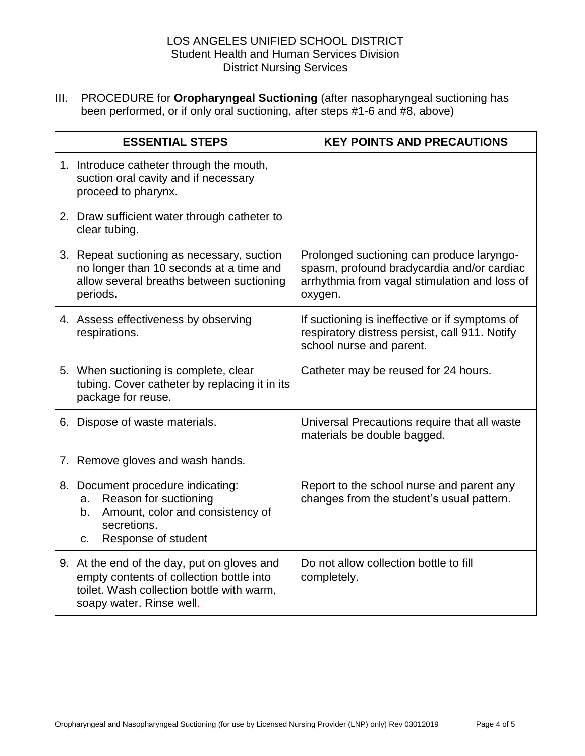LOS ANGELES UNIFIED SCHOOL DISTRICT
Student Health and Human Services Division
District Nursing Services

III. PROCEDURE for **Oropharyngeal Suctioning** (after nasopharyngeal suctioning has been performed, or if only oral suctioning, after steps #1-6 and #8, above)

| ESSENTIAL STEPS | KEY POINTS AND PRECAUTIONS |
|---|---|
| 1. Introduce catheter through the mouth, suction oral cavity and if necessary proceed to pharynx. | |
| 2. Draw sufficient water through catheter to clear tubing. | |
| 3. Repeat suctioning as necessary, suction no longer than 10 seconds at a time and allow several breaths between suctioning periods. | Prolonged suctioning can produce laryngo-spasm, profound bradycardia and/or cardiac arrhythmia from vagal stimulation and loss of oxygen. |
| 4. Assess effectiveness by observing respirations. | If suctioning is ineffective or if symptoms of respiratory distress persist, call 911. Notify school nurse and parent. |
| 5. When suctioning is complete, clear tubing. Cover catheter by replacing it in its package for reuse. | Catheter may be reused for 24 hours. |
| 6. Dispose of waste materials. | Universal Precautions require that all waste materials be double bagged. |
| 7. Remove gloves and wash hands. | |
| 8. Document procedure indicating:<br>a. Reason for suctioning<br>b. Amount, color and consistency of secretions.<br>c. Response of student | Report to the school nurse and parent any changes from the student's usual pattern. |
| 9. At the end of the day, put on gloves and empty contents of collection bottle into toilet. Wash collection bottle with warm, soapy water. Rinse well. | Do not allow collection bottle to fill completely. |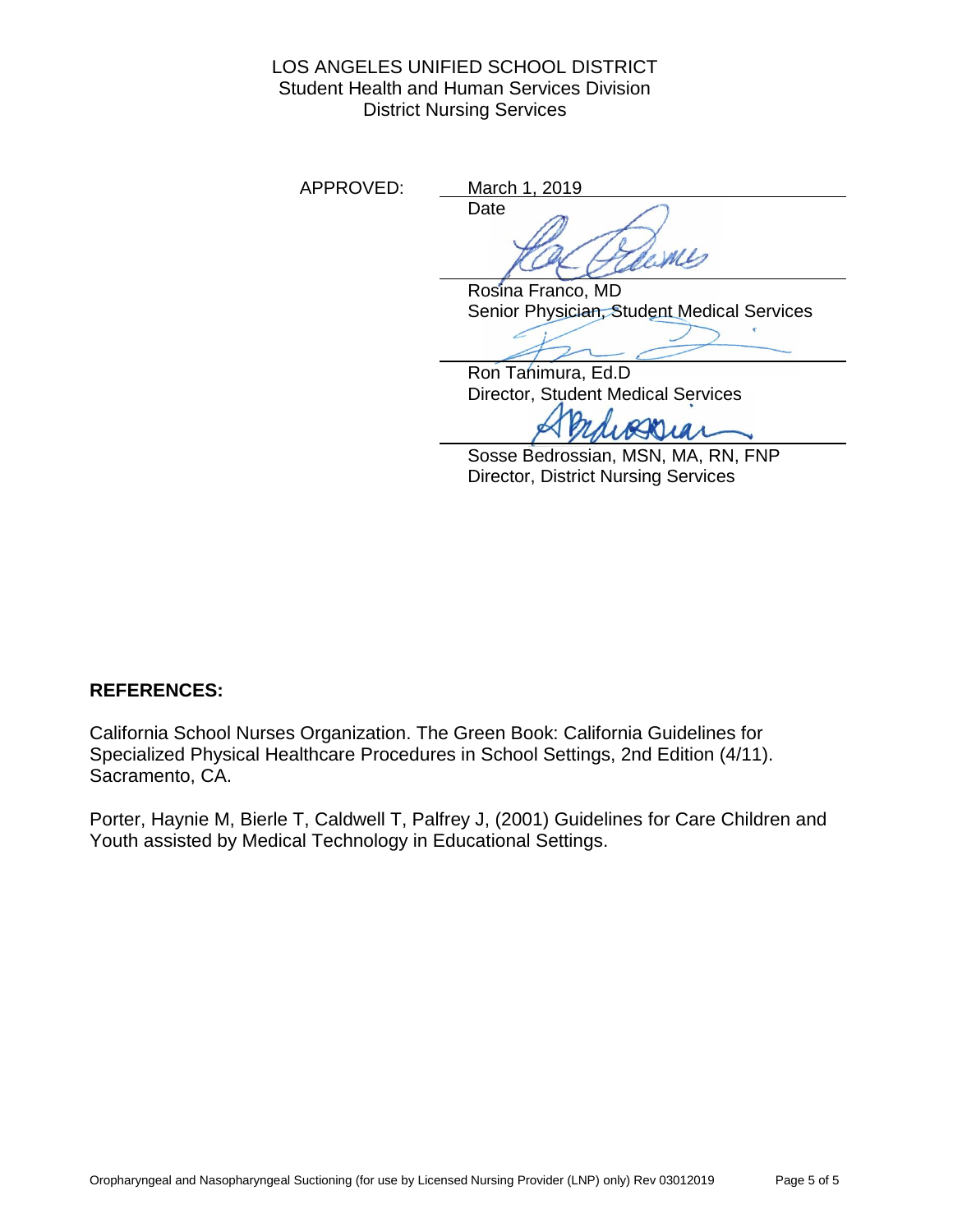LOS ANGELES UNIFIED SCHOOL DISTRICT
Student Health and Human Services Division
District Nursing Services

APPROVED: March 1, 2019
Date

Rosina Franco, MD
Senior Physician, Student Medical Services

Ron Tanimura, Ed.D
Director, Student Medical Services

Sosse Bedrossian, MSN, MA, RN, FNP
Director, District Nursing Services

**REFERENCES:**

California School Nurses Organization. The Green Book: California Guidelines for Specialized Physical Healthcare Procedures in School Settings, 2nd Edition (4/11). Sacramento, CA.

Porter, Haynie M, Bierle T, Caldwell T, Palfrey J, (2001) Guidelines for Care Children and Youth assisted by Medical Technology in Educational Settings.